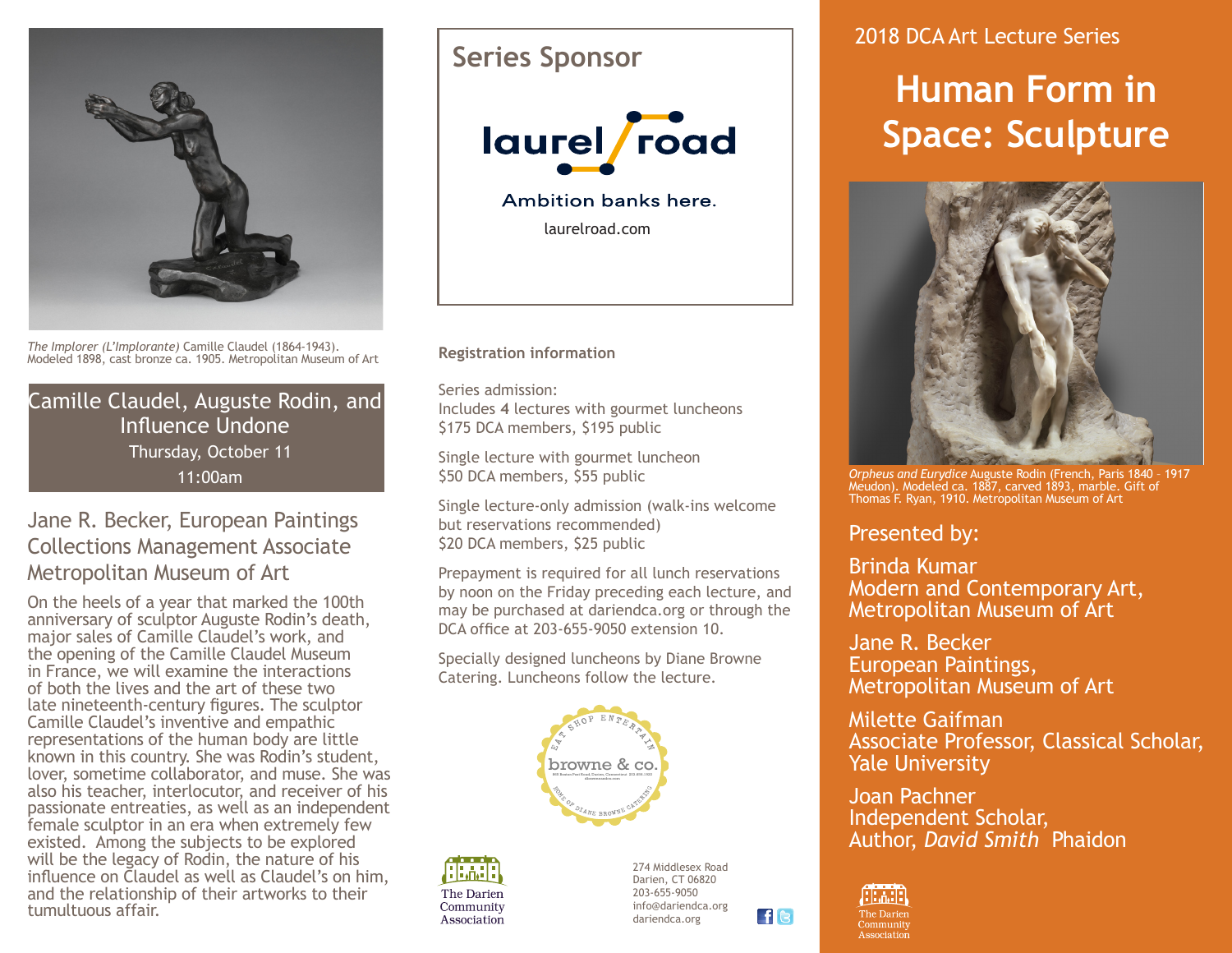*The Implorer (L'Implorante)* Camille Claudel (1864-1943). Modeled 1898, cast bronze ca. 1905. Metropolitan Museum of Art

## Camille Claudel, Auguste Rodin, and Influence Undone

Thursday, October 11

11:00am

### Jane R. Becker, European Paintings Collections Management Associate Metropolitan Museum of Art

On the heels of a year that marked the 100th anniversary of sculptor Auguste Rodin's death, major sales of Camille Claudel's work, and the opening of the Camille Claudel Museum in France, we will examine the interactions of both the lives and the art of these two late nineteenth-century figures. The sculptor Camille Claudel's inventive and empathic representations of the human body are little known in this country. She was Rodin's student, lover, sometime collaborator, and muse. She was also his teacher, interlocutor, and receiver of his passionate entreaties, as well as an independent female sculptor in an era when extremely few existed. Among the subjects to be explored will be the legacy of Rodin, the nature of his influence on Claudel as well as Claudel's on him, and the relationship of their artworks to their tumultuous affair.

## Series Sponsor

laurel road

Ambition banks here.

laurelroad.com

**Registration information**

Series admission:
Includes 4 lectures with gourmet luncheons
$175 DCA members, $195 public

Single lecture with gourmet luncheon
$50 DCA members, $55 public

Single lecture-only admission (walk-ins welcome but reservations recommended)
$20 DCA members, $25 public

Prepayment is required for all lunch reservations by noon on the Friday preceding each lecture, and may be purchased at dariendca.org or through the DCA office at 203-655-9050 extension 10.

Specially designed luncheons by Diane Browne Catering. Luncheons follow the lecture.

EAT SHOP ENTERTAIN
browne & co.
HOME OF DIANE BROWNE CATERING

The Darien Community Association

274 Middlesex Road
Darien, CT 06820
203-655-9050
info@dariendca.org
dariendca.org

2018 DCA Art Lecture Series

# Human Form in Space: Sculpture

*Orpheus and Eurydice* Auguste Rodin (French, Paris 1840 – 1917 Meudon). Modeled ca. 1887, carved 1893, marble. Gift of Thomas F. Ryan, 1910. Metropolitan Museum of Art

## Presented by:

Brinda Kumar
Modern and Contemporary Art,
Metropolitan Museum of Art

Jane R. Becker
European Paintings,
Metropolitan Museum of Art

Milette Gaifman
Associate Professor, Classical Scholar,
Yale University

Joan Pachner
Independent Scholar,
Author, *David Smith* Phaidon

The Darien Community Association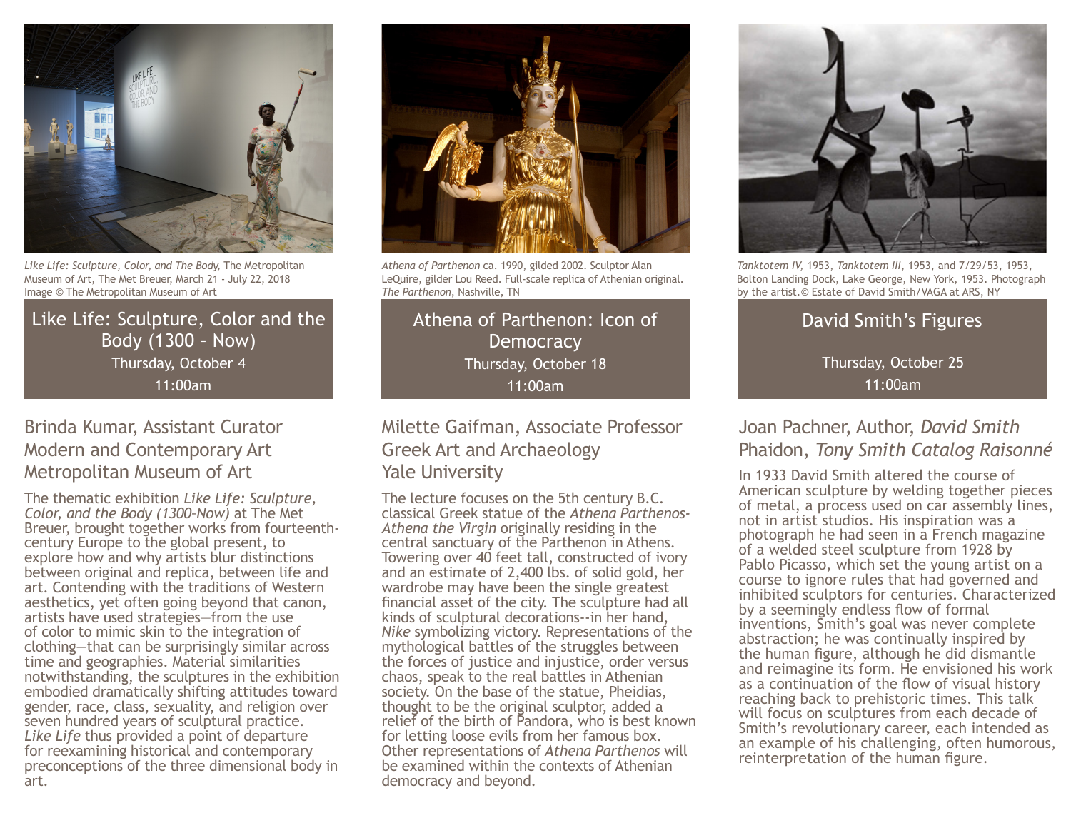*Like Life: Sculpture, Color, and The Body,* The Metropolitan Museum of Art, The Met Breuer, March 21 - July 22, 2018
Image © The Metropolitan Museum of Art

## Like Life: Sculpture, Color and the Body (1300 – Now)

Thursday, October 4
11:00am

### Brinda Kumar, Assistant Curator
### Modern and Contemporary Art
### Metropolitan Museum of Art

The thematic exhibition *Like Life: Sculpture, Color, and the Body (1300–Now)* at The Met Breuer, brought together works from fourteenth-century Europe to the global present, to explore how and why artists blur distinctions between original and replica, between life and art. Contending with the traditions of Western aesthetics, yet often going beyond that canon, artists have used strategies—from the use of color to mimic skin to the integration of clothing—that can be surprisingly similar across time and geographies. Material similarities notwithstanding, the sculptures in the exhibition embodied dramatically shifting attitudes toward gender, race, class, sexuality, and religion over seven hundred years of sculptural practice. *Like Life* thus provided a point of departure for reexamining historical and contemporary preconceptions of the three dimensional body in art.

*Athena of Parthenon* ca. 1990, gilded 2002. Sculptor Alan LeQuire, gilder Lou Reed. Full-scale replica of Athenian original. *The Parthenon*, Nashville, TN

## Athena of Parthenon: Icon of Democracy

Thursday, October 18
11:00am

### Milette Gaifman, Associate Professor
### Greek Art and Archaeology
### Yale University

The lecture focuses on the 5th century B.C. classical Greek statue of the *Athena Parthenos- Athena the Virgin* originally residing in the central sanctuary of the Parthenon in Athens. Towering over 40 feet tall, constructed of ivory and an estimate of 2,400 lbs. of solid gold, her wardrobe may have been the single greatest financial asset of the city. The sculpture had all kinds of sculptural decorations--in her hand, *Nike* symbolizing victory. Representations of the mythological battles of the struggles between the forces of justice and injustice, order versus chaos, speak to the real battles in Athenian society. On the base of the statue, Pheidias, thought to be the original sculptor, added a relief of the birth of Pandora, who is best known for letting loose evils from her famous box. Other representations of *Athena Parthenos* will be examined within the contexts of Athenian democracy and beyond.

*Tanktotem IV,* 1953, *Tanktotem III*, 1953, and 7/29/53, 1953, Bolton Landing Dock, Lake George, New York, 1953. Photograph by the artist.© Estate of David Smith/VAGA at ARS, NY

## David Smith's Figures

Thursday, October 25
11:00am

### Joan Pachner, Author, *David Smith*
### Phaidon, *Tony Smith Catalog Raisonné*

In 1933 David Smith altered the course of American sculpture by welding together pieces of metal, a process used on car assembly lines, not in artist studios. His inspiration was a photograph he had seen in a French magazine of a welded steel sculpture from 1928 by Pablo Picasso, which set the young artist on a course to ignore rules that had governed and inhibited sculptors for centuries. Characterized by a seemingly endless flow of formal inventions, Smith's goal was never complete abstraction; he was continually inspired by the human figure, although he did dismantle and reimagine its form. He envisioned his work as a continuation of the flow of visual history reaching back to prehistoric times. This talk will focus on sculptures from each decade of Smith's revolutionary career, each intended as an example of his challenging, often humorous, reinterpretation of the human figure.